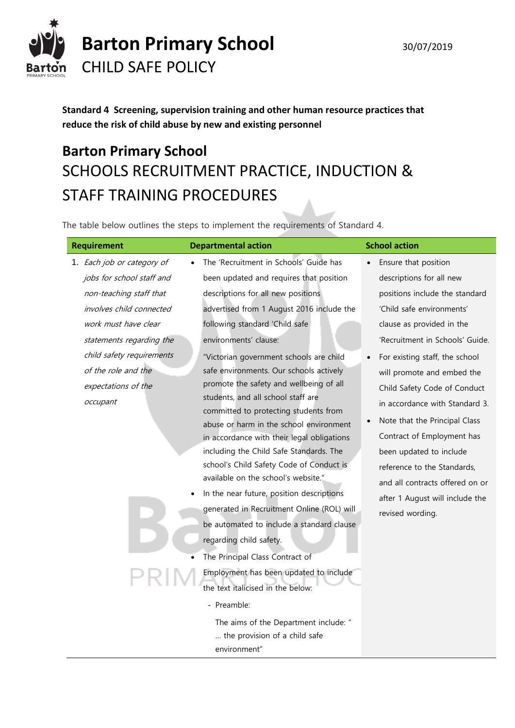# Barton Primary School

CHILD SAFE POLICY

30/07/2019

**Standard 4 Screening, supervision training and other human resource practices that reduce the risk of child abuse by new and existing personnel**

## Barton Primary School

## SCHOOLS RECRUITMENT PRACTICE, INDUCTION & STAFF TRAINING PROCEDURES

The table below outlines the steps to implement the requirements of Standard 4.

| Requirement | Departmental action | School action |
| --- | --- | --- |
| 1. *Each job or category of jobs for school staff and non-teaching staff that involves child connected work must have clear statements regarding the child safety requirements of the role and the expectations of the occupant* | • The 'Recruitment in Schools' Guide has been updated and requires that position descriptions for all new positions advertised from 1 August 2016 include the following standard 'Child safe environments' clause: "Victorian government schools are child safe environments. Our schools actively promote the safety and wellbeing of all students, and all school staff are committed to protecting students from abuse or harm in the school environment in accordance with their legal obligations including the Child Safe Standards. The school's Child Safety Code of Conduct is available on the school's website."<br>• In the near future, position descriptions generated in Recruitment Online (ROL) will be automated to include a standard clause regarding child safety.<br>• The Principal Class Contract of Employment has been updated to include the text italicised in the below:<br>- Preamble:<br>The aims of the Department include: " … the provision of a child safe environment" | • Ensure that position descriptions for all new positions include the standard 'Child safe environments' clause as provided in the 'Recruitment in Schools' Guide.<br>• For existing staff, the school will promote and embed the Child Safety Code of Conduct in accordance with Standard 3.<br>• Note that the Principal Class Contract of Employment has been updated to include reference to the Standards, and all contracts offered on or after 1 August will include the revised wording. |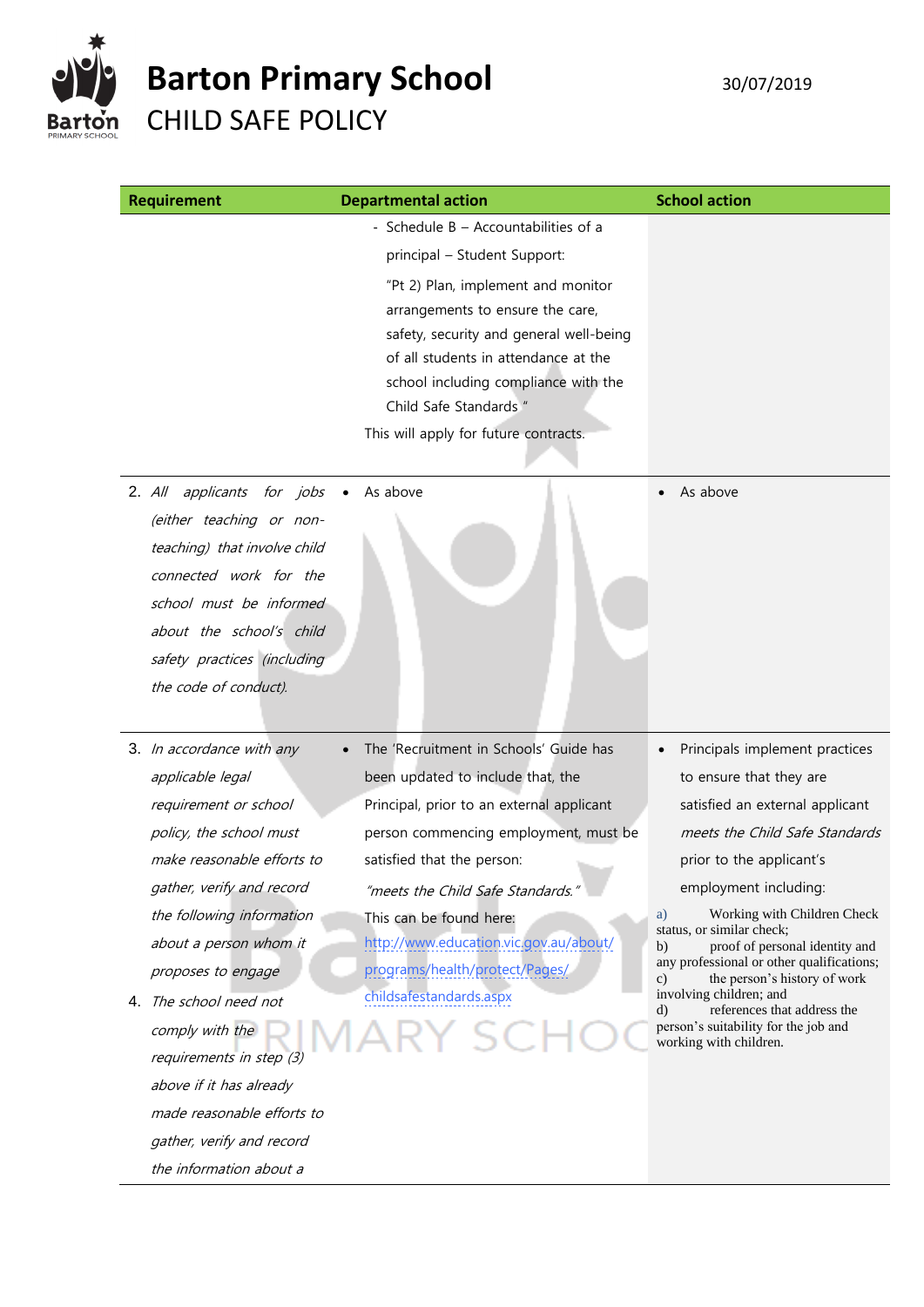# Barton Primary School

CHILD SAFE POLICY

30/07/2019

| Requirement | Departmental action | School action |
|---|---|---|
| | - Schedule B – Accountabilities of a principal – Student Support: "Pt 2) Plan, implement and monitor arrangements to ensure the care, safety, security and general well-being of all students in attendance at the school including compliance with the Child Safe Standards " This will apply for future contracts. | |
| 2. *All applicants for jobs (either teaching or non-teaching) that involve child connected work for the school must be informed about the school's child safety practices (including the code of conduct).* | • As above | • As above |
| 3. *In accordance with any applicable legal requirement or school policy, the school must make reasonable efforts to gather, verify and record the following information about a person whom it proposes to engage* 4. *The school need not comply with the requirements in step (3) above if it has already made reasonable efforts to gather, verify and record the information about a* | • The 'Recruitment in Schools' Guide has been updated to include that, the Principal, prior to an external applicant person commencing employment, must be satisfied that the person: *"meets the Child Safe Standards."* This can be found here: http://www.education.vic.gov.au/about/programs/health/protect/Pages/childsafestandards.aspx | • Principals implement practices to ensure that they are satisfied an external applicant *meets the Child Safe Standards* prior to the applicant's employment including: a) Working with Children Check status, or similar check; b) proof of personal identity and any professional or other qualifications; c) the person's history of work involving children; and d) references that address the person's suitability for the job and working with children. |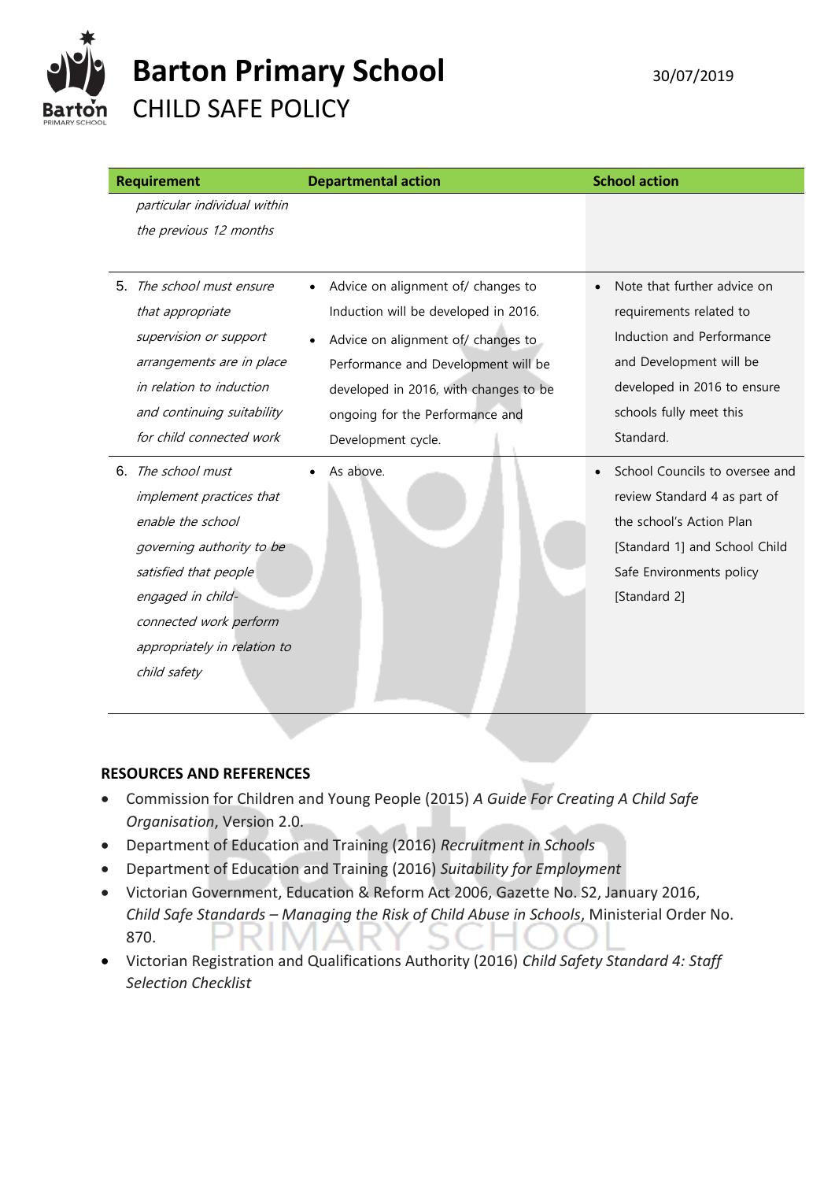| Requirement | Departmental action | School action |
|---|---|---|
| *particular individual within the previous 12 months* | | |
| 5. *The school must ensure that appropriate supervision or support arrangements are in place in relation to induction and continuing suitability for child connected work* | • Advice on alignment of/ changes to Induction will be developed in 2016. • Advice on alignment of/ changes to Performance and Development will be developed in 2016, with changes to be ongoing for the Performance and Development cycle. | • Note that further advice on requirements related to Induction and Performance and Development will be developed in 2016 to ensure schools fully meet this Standard. |
| 6. *The school must implement practices that enable the school governing authority to be satisfied that people engaged in child-connected work perform appropriately in relation to child safety* | • As above. | • School Councils to oversee and review Standard 4 as part of the school's Action Plan [Standard 1] and School Child Safe Environments policy [Standard 2] |

## RESOURCES AND REFERENCES

- Commission for Children and Young People (2015) *A Guide For Creating A Child Safe Organisation*, Version 2.0.
- Department of Education and Training (2016) *Recruitment in Schools*
- Department of Education and Training (2016) *Suitability for Employment*
- Victorian Government, Education & Reform Act 2006, Gazette No. S2, January 2016, *Child Safe Standards – Managing the Risk of Child Abuse in Schools*, Ministerial Order No. 870.
- Victorian Registration and Qualifications Authority (2016) *Child Safety Standard 4: Staff Selection Checklist*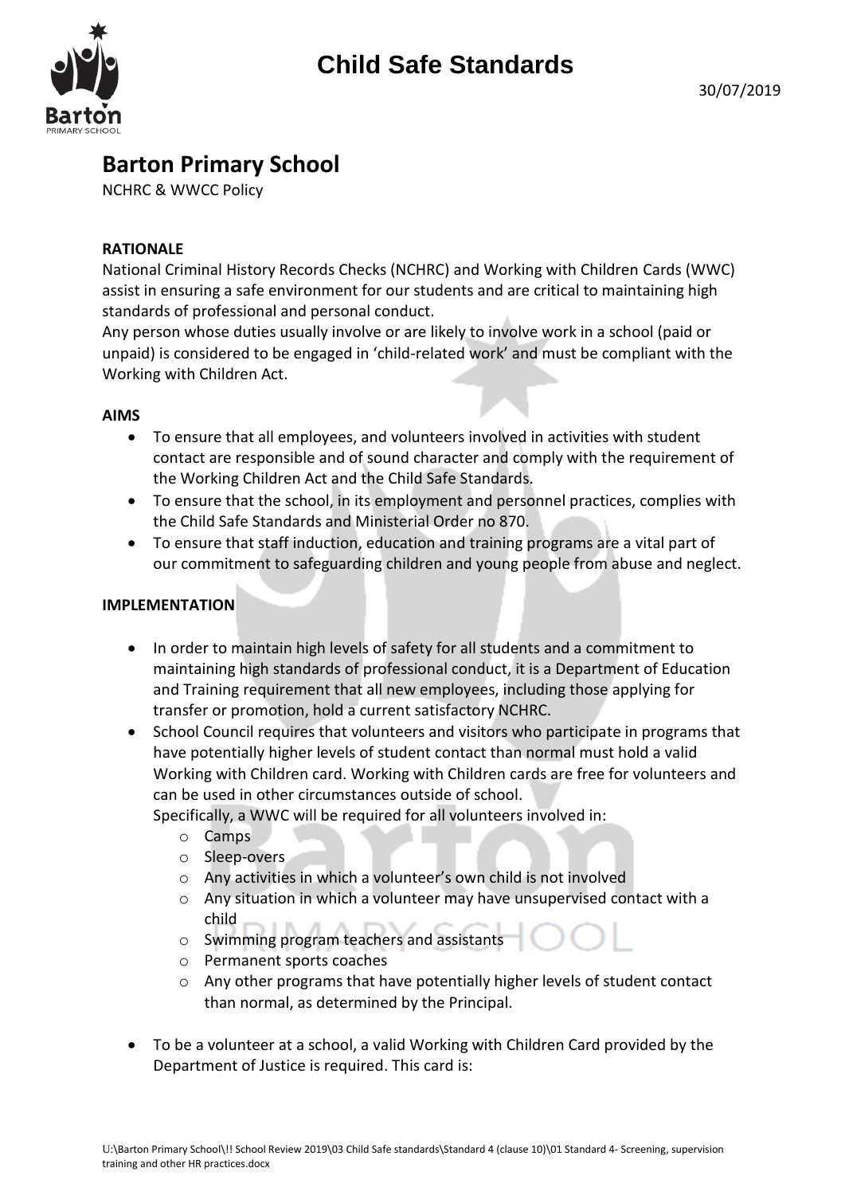# Child Safe Standards

30/07/2019

## Barton Primary School

NCHRC & WWCC Policy

**RATIONALE**

National Criminal History Records Checks (NCHRC) and Working with Children Cards (WWC) assist in ensuring a safe environment for our students and are critical to maintaining high standards of professional and personal conduct.

Any person whose duties usually involve or are likely to involve work in a school (paid or unpaid) is considered to be engaged in 'child-related work' and must be compliant with the Working with Children Act.

**AIMS**

- To ensure that all employees, and volunteers involved in activities with student contact are responsible and of sound character and comply with the requirement of the Working Children Act and the Child Safe Standards.
- To ensure that the school, in its employment and personnel practices, complies with the Child Safe Standards and Ministerial Order no 870.
- To ensure that staff induction, education and training programs are a vital part of our commitment to safeguarding children and young people from abuse and neglect.

**IMPLEMENTATION**

- In order to maintain high levels of safety for all students and a commitment to maintaining high standards of professional conduct, it is a Department of Education and Training requirement that all new employees, including those applying for transfer or promotion, hold a current satisfactory NCHRC.
- School Council requires that volunteers and visitors who participate in programs that have potentially higher levels of student contact than normal must hold a valid Working with Children card. Working with Children cards are free for volunteers and can be used in other circumstances outside of school.
  Specifically, a WWC will be required for all volunteers involved in:
    - Camps
    - Sleep-overs
    - Any activities in which a volunteer's own child is not involved
    - Any situation in which a volunteer may have unsupervised contact with a child
    - Swimming program teachers and assistants
    - Permanent sports coaches
    - Any other programs that have potentially higher levels of student contact than normal, as determined by the Principal.
- To be a volunteer at a school, a valid Working with Children Card provided by the Department of Justice is required. This card is: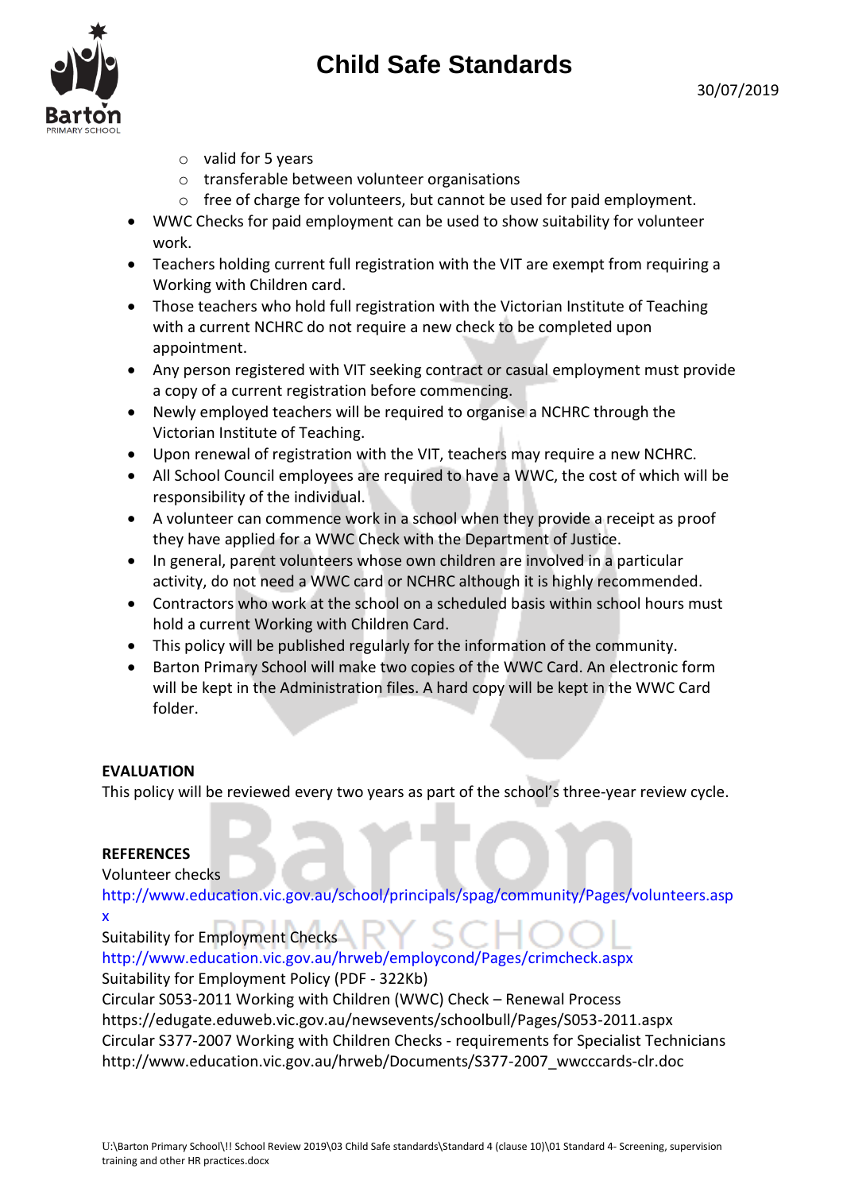- valid for 5 years
   - transferable between volunteer organisations
   - free of charge for volunteers, but cannot be used for paid employment.
- WWC Checks for paid employment can be used to show suitability for volunteer work.
- Teachers holding current full registration with the VIT are exempt from requiring a Working with Children card.
- Those teachers who hold full registration with the Victorian Institute of Teaching with a current NCHRC do not require a new check to be completed upon appointment.
- Any person registered with VIT seeking contract or casual employment must provide a copy of a current registration before commencing.
- Newly employed teachers will be required to organise a NCHRC through the Victorian Institute of Teaching.
- Upon renewal of registration with the VIT, teachers may require a new NCHRC.
- All School Council employees are required to have a WWC, the cost of which will be responsibility of the individual.
- A volunteer can commence work in a school when they provide a receipt as proof they have applied for a WWC Check with the Department of Justice.
- In general, parent volunteers whose own children are involved in a particular activity, do not need a WWC card or NCHRC although it is highly recommended.
- Contractors who work at the school on a scheduled basis within school hours must hold a current Working with Children Card.
- This policy will be published regularly for the information of the community.
- Barton Primary School will make two copies of the WWC Card. An electronic form will be kept in the Administration files. A hard copy will be kept in the WWC Card folder.

**EVALUATION**

This policy will be reviewed every two years as part of the school's three-year review cycle.

**REFERENCES**

Volunteer checks
http://www.education.vic.gov.au/school/principals/spag/community/Pages/volunteers.aspx
Suitability for Employment Checks
http://www.education.vic.gov.au/hrweb/employcond/Pages/crimcheck.aspx
Suitability for Employment Policy (PDF - 322Kb)
Circular S053-2011 Working with Children (WWC) Check – Renewal Process
https://edugate.eduweb.vic.gov.au/newsevents/schoolbull/Pages/S053-2011.aspx
Circular S377-2007 Working with Children Checks - requirements for Specialist Technicians
http://www.education.vic.gov.au/hrweb/Documents/S377-2007_wwcccards-clr.doc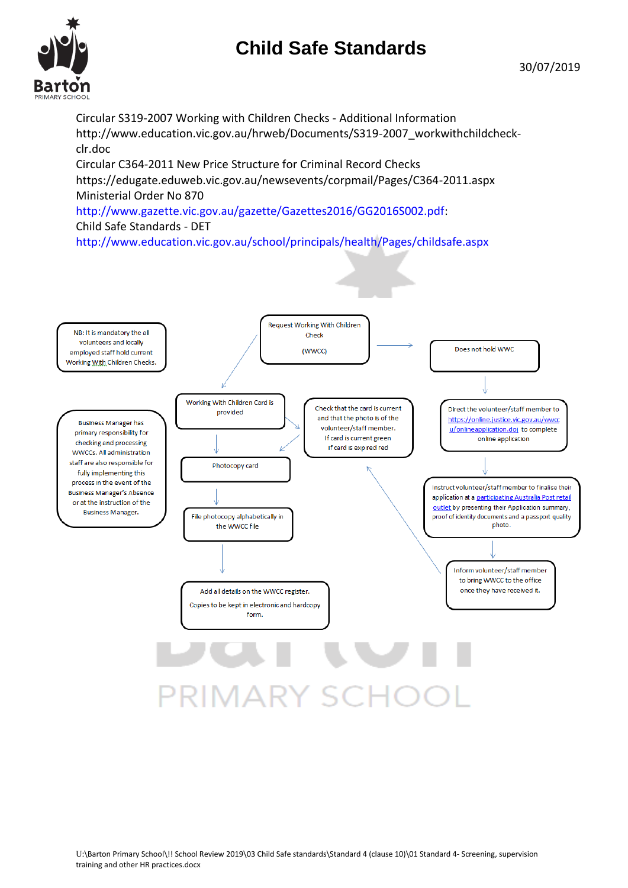Circular S319-2007 Working with Children Checks - Additional Information
http://www.education.vic.gov.au/hrweb/Documents/S319-2007_workwithchildcheck-clr.doc
Circular C364-2011 New Price Structure for Criminal Record Checks
https://edugate.eduweb.vic.gov.au/newsevents/corpmail/Pages/C364-2011.aspx
Ministerial Order No 870
http://www.gazette.vic.gov.au/gazette/Gazettes2016/GG2016S002.pdf:
Child Safe Standards - DET
http://www.education.vic.gov.au/school/principals/health/Pages/childsafe.aspx

NB: It is mandatory the all volunteers and locally employed staff hold current Working With Children Checks.

Request Working With Children Check (WWCC)

Does not hold WWC

Working With Children Card is provided

Check that the card is current and that the photo is of the volunteer/staff member. If card is current green If card is expired red

Direct the volunteer/staff member to https://online.justice.vic.gov.au/wwcc/onlineapplication.doj to complete online application

Business Manager has primary responsibility for checking and processing WWCCs. All administration staff are also responsible for fully implementing this process in the event of the Business Manager's Absence or at the instruction of the Business Manager.

Photocopy card

Instruct volunteer/staff member to finalise their application at a participating Australia Post retail outlet by presenting their Application summary, proof of identity documents and a passport quality photo.

File photocopy alphabetically in the WWCC file

Inform volunteer/staff member to bring WWCC to the office once they have received it.

Add all details on the WWCC register. Copies to be kept in electronic and hardcopy form.

U:\Barton Primary School\!! School Review 2019\03 Child Safe standards\Standard 4 (clause 10)\01 Standard 4- Screening, supervision training and other HR practices.docx